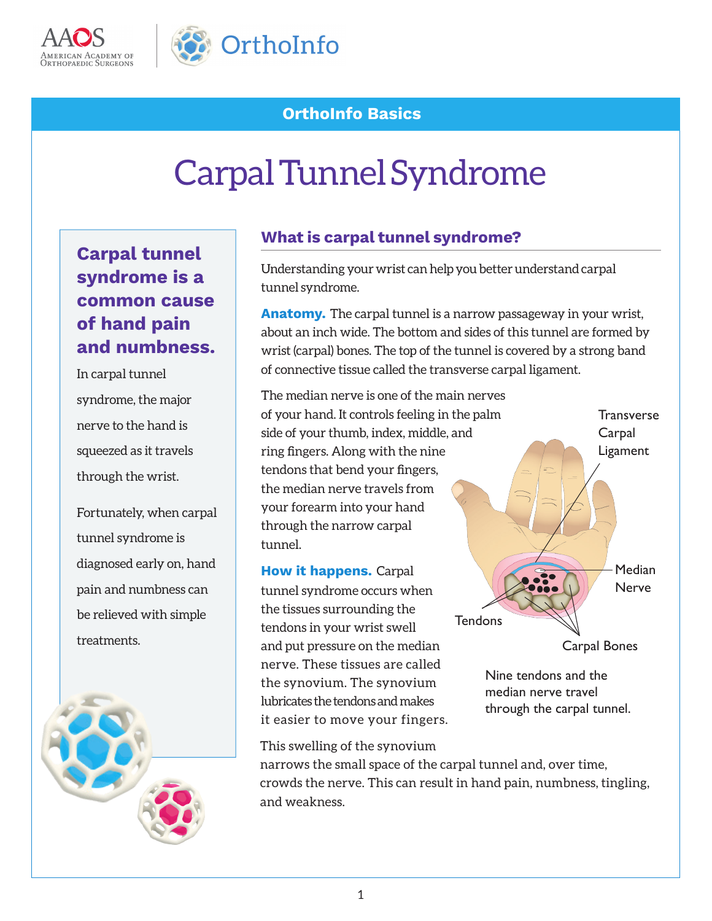AAOS American Academy of Orthopaedic Surgeons | OrthoInfo

**OrthoInfo Basics**

# Carpal Tunnel Syndrome

## Carpal tunnel syndrome is a common cause of hand pain and numbness.

In carpal tunnel syndrome, the major nerve to the hand is squeezed as it travels through the wrist.

Fortunately, when carpal tunnel syndrome is diagnosed early on, hand pain and numbness can be relieved with simple treatments.

## What is carpal tunnel syndrome?

Understanding your wrist can help you better understand carpal tunnel syndrome.

**Anatomy.** The carpal tunnel is a narrow passageway in your wrist, about an inch wide. The bottom and sides of this tunnel are formed by wrist (carpal) bones. The top of the tunnel is covered by a strong band of connective tissue called the transverse carpal ligament.

The median nerve is one of the main nerves of your hand. It controls feeling in the palm side of your thumb, index, middle, and ring fingers. Along with the nine tendons that bend your fingers, the median nerve travels from your forearm into your hand through the narrow carpal tunnel.

Transverse Carpal Ligament

Median Nerve

Tendons

Carpal Bones

Nine tendons and the median nerve travel through the carpal tunnel.

**How it happens.** Carpal tunnel syndrome occurs when the tissues surrounding the tendons in your wrist swell and put pressure on the median nerve. These tissues are called the synovium. The synovium lubricates the tendons and makes it easier to move your fingers.

This swelling of the synovium narrows the small space of the carpal tunnel and, over time, crowds the nerve. This can result in hand pain, numbness, tingling, and weakness.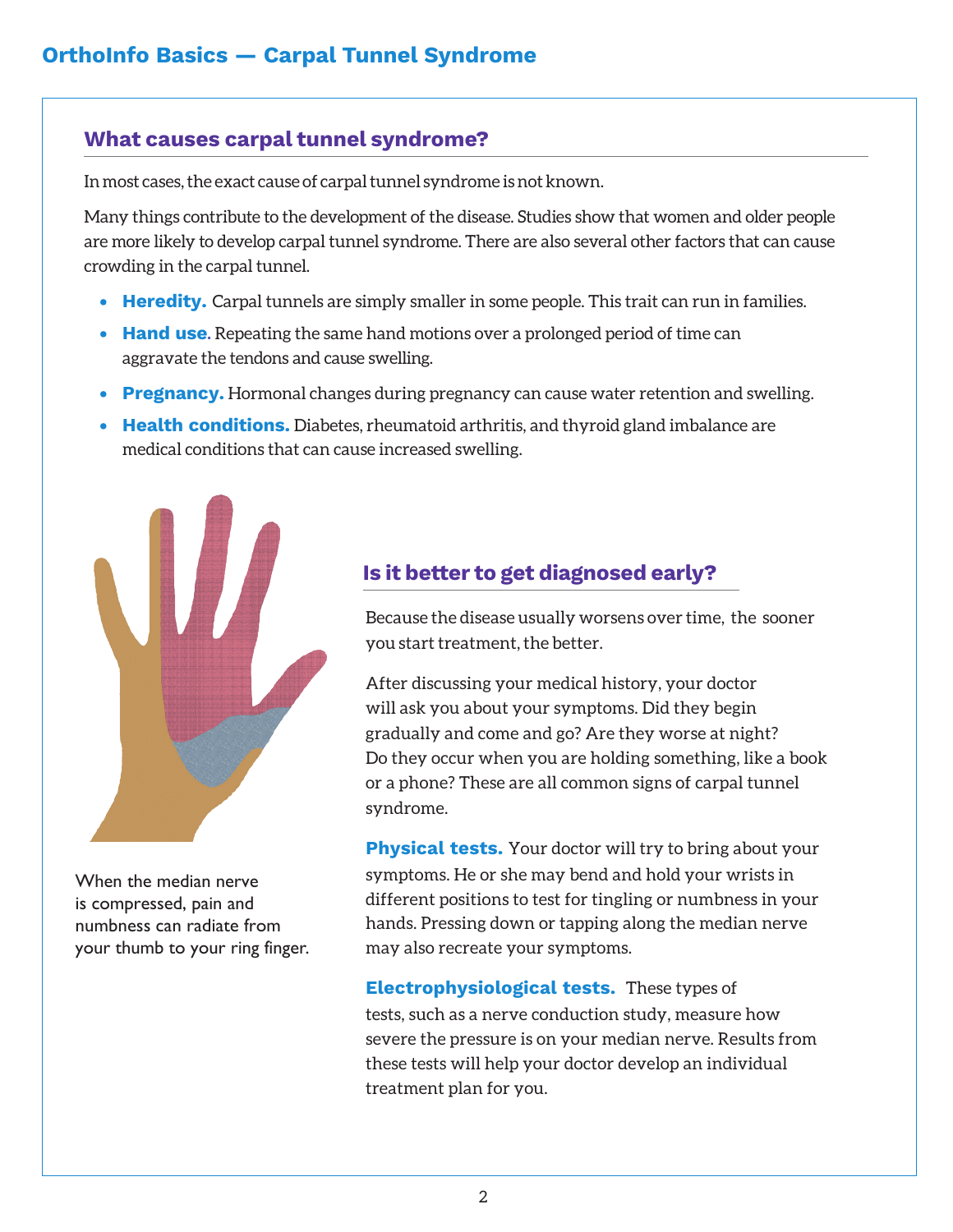## What causes carpal tunnel syndrome?

In most cases, the exact cause of carpal tunnel syndrome is not known.

Many things contribute to the development of the disease. Studies show that women and older people are more likely to develop carpal tunnel syndrome. There are also several other factors that can cause crowding in the carpal tunnel.

- **Heredity.** Carpal tunnels are simply smaller in some people. This trait can run in families.
- **Hand use.** Repeating the same hand motions over a prolonged period of time can aggravate the tendons and cause swelling.
- **Pregnancy.** Hormonal changes during pregnancy can cause water retention and swelling.
- **Health conditions.** Diabetes, rheumatoid arthritis, and thyroid gland imbalance are medical conditions that can cause increased swelling.

When the median nerve is compressed, pain and numbness can radiate from your thumb to your ring finger.

## Is it better to get diagnosed early?

Because the disease usually worsens over time, the sooner you start treatment, the better.

After discussing your medical history, your doctor will ask you about your symptoms. Did they begin gradually and come and go? Are they worse at night? Do they occur when you are holding something, like a book or a phone? These are all common signs of carpal tunnel syndrome.

**Physical tests.** Your doctor will try to bring about your symptoms. He or she may bend and hold your wrists in different positions to test for tingling or numbness in your hands. Pressing down or tapping along the median nerve may also recreate your symptoms.

**Electrophysiological tests.** These types of tests, such as a nerve conduction study, measure how severe the pressure is on your median nerve. Results from these tests will help your doctor develop an individual treatment plan for you.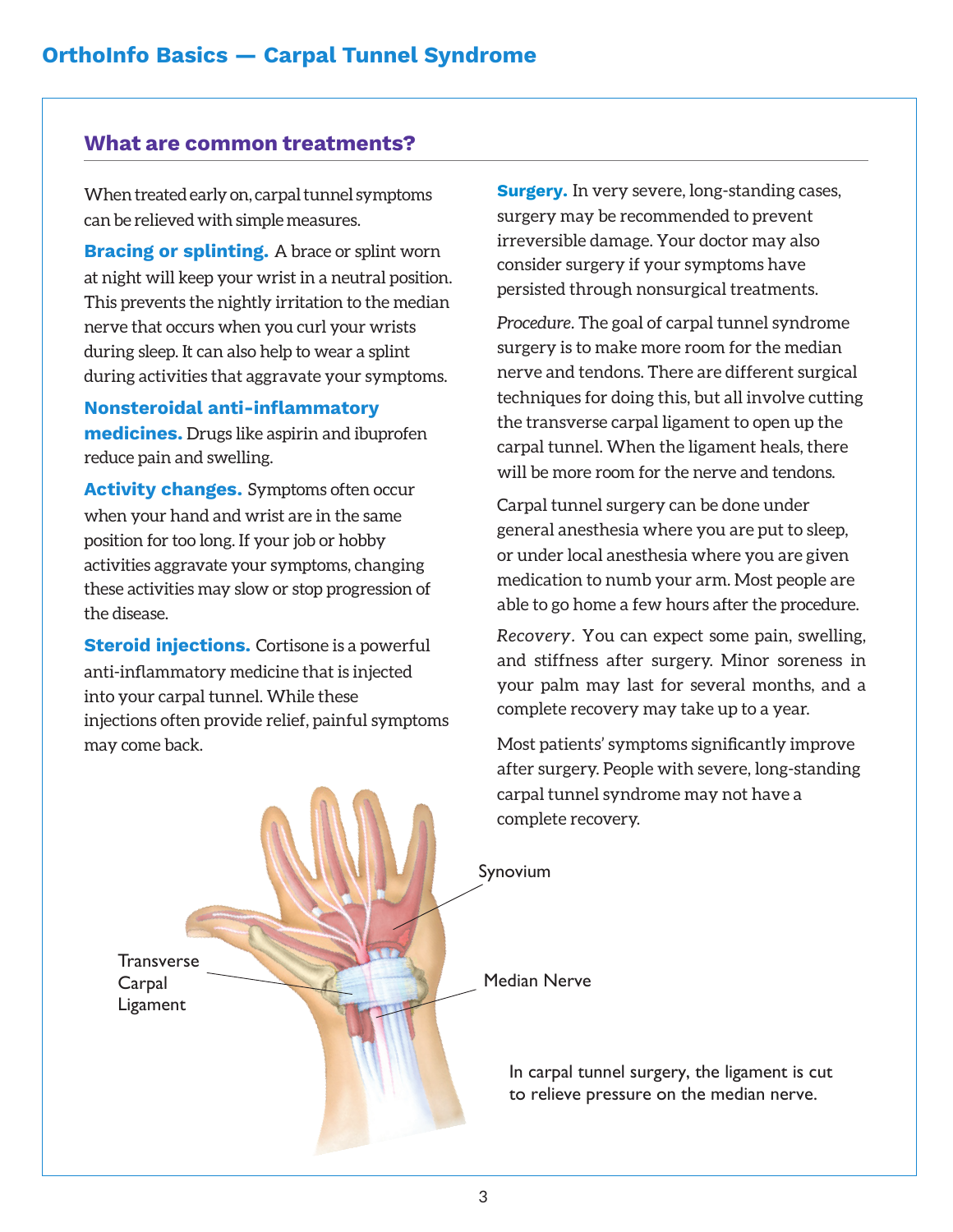## What are common treatments?

When treated early on, carpal tunnel symptoms can be relieved with simple measures.

**Bracing or splinting.** A brace or splint worn at night will keep your wrist in a neutral position. This prevents the nightly irritation to the median nerve that occurs when you curl your wrists during sleep. It can also help to wear a splint during activities that aggravate your symptoms.

**Nonsteroidal anti-inflammatory medicines.** Drugs like aspirin and ibuprofen reduce pain and swelling.

**Activity changes.** Symptoms often occur when your hand and wrist are in the same position for too long. If your job or hobby activities aggravate your symptoms, changing these activities may slow or stop progression of the disease.

**Steroid injections.** Cortisone is a powerful anti-inflammatory medicine that is injected into your carpal tunnel. While these injections often provide relief, painful symptoms may come back.

**Surgery.** In very severe, long-standing cases, surgery may be recommended to prevent irreversible damage. Your doctor may also consider surgery if your symptoms have persisted through nonsurgical treatments.

*Procedure*. The goal of carpal tunnel syndrome surgery is to make more room for the median nerve and tendons. There are different surgical techniques for doing this, but all involve cutting the transverse carpal ligament to open up the carpal tunnel. When the ligament heals, there will be more room for the nerve and tendons.

Carpal tunnel surgery can be done under general anesthesia where you are put to sleep, or under local anesthesia where you are given medication to numb your arm. Most people are able to go home a few hours after the procedure.

*Recovery*. You can expect some pain, swelling, and stiffness after surgery. Minor soreness in your palm may last for several months, and a complete recovery may take up to a year.

Most patients' symptoms significantly improve after surgery. People with severe, long-standing carpal tunnel syndrome may not have a complete recovery.

Synovium

Transverse Carpal Ligament

Median Nerve

In carpal tunnel surgery, the ligament is cut to relieve pressure on the median nerve.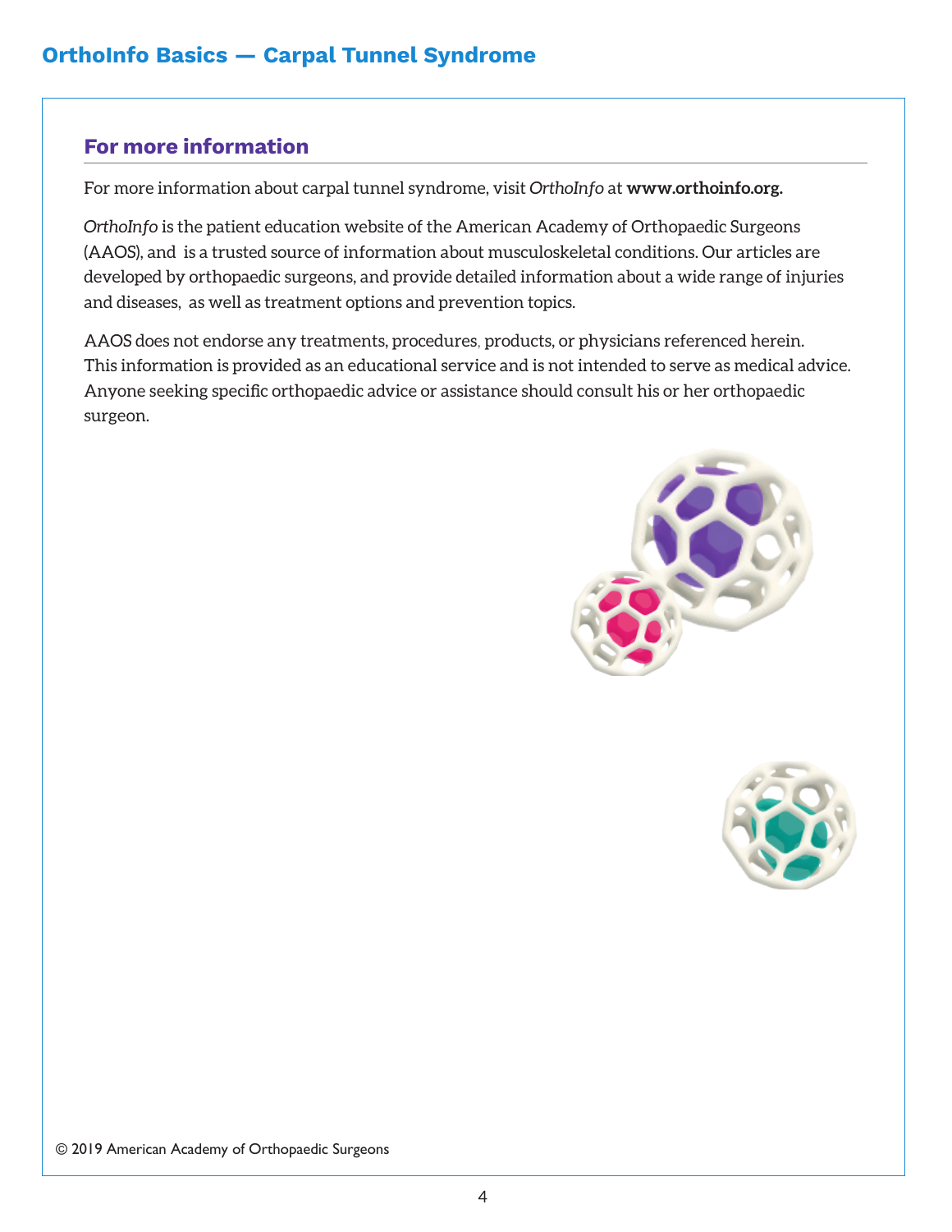## For more information

For more information about carpal tunnel syndrome, visit *OrthoInfo* at **www.orthoinfo.org.**

*OrthoInfo* is the patient education website of the American Academy of Orthopaedic Surgeons (AAOS), and is a trusted source of information about musculoskeletal conditions. Our articles are developed by orthopaedic surgeons, and provide detailed information about a wide range of injuries and diseases, as well as treatment options and prevention topics.

AAOS does not endorse any treatments, procedures, products, or physicians referenced herein. This information is provided as an educational service and is not intended to serve as medical advice. Anyone seeking specific orthopaedic advice or assistance should consult his or her orthopaedic surgeon.

© 2019 American Academy of Orthopaedic Surgeons